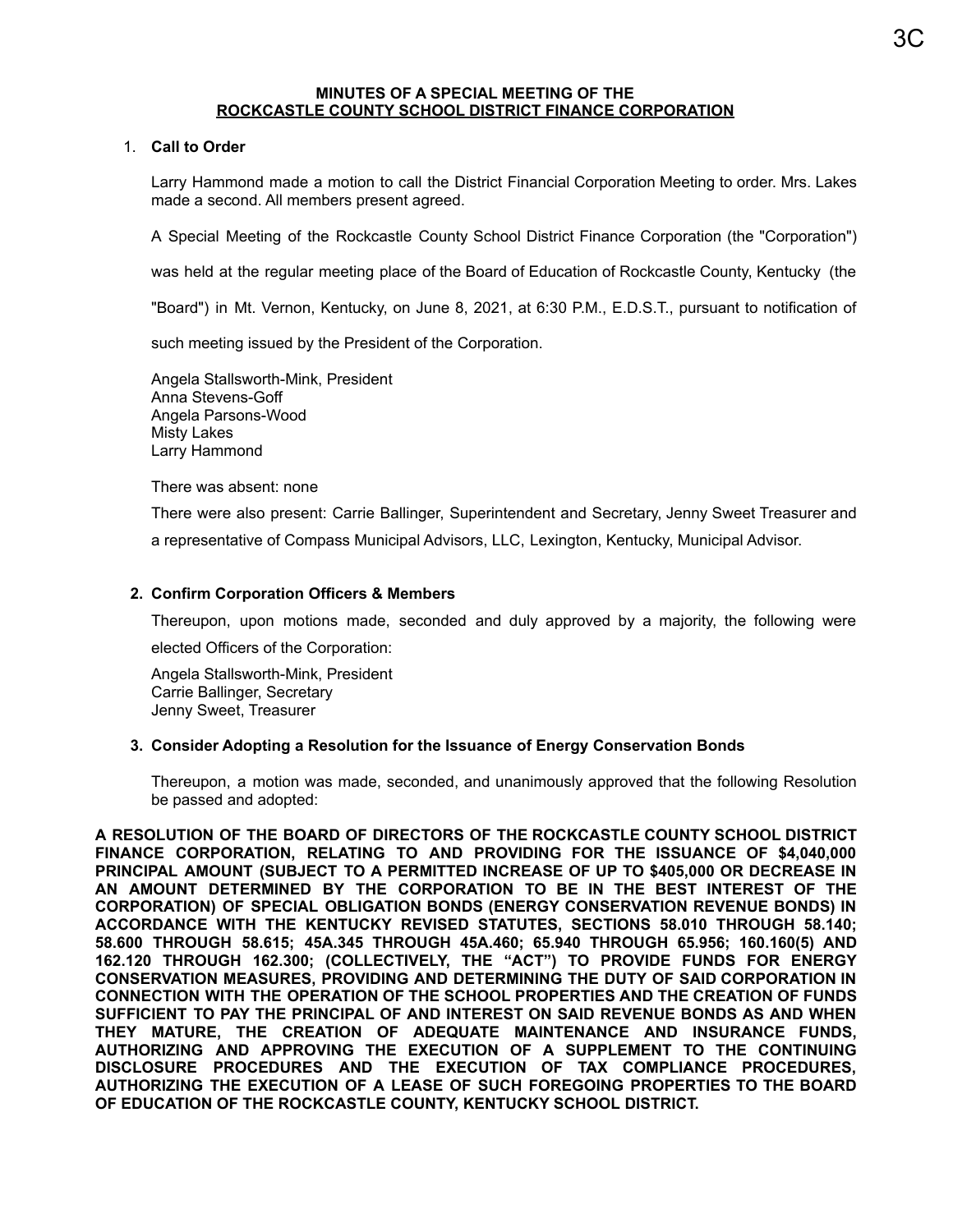# MINUTES OF A SPECIAL MEETING OF THE ROCKCASTLE COUNTY SCHOOL DISTRICT FINANCE CORPORATION

1. **Call to Order**

   Larry Hammond made a motion to call the District Financial Corporation Meeting to order. Mrs. Lakes made a second. All members present agreed.

   A Special Meeting of the Rockcastle County School District Finance Corporation (the "Corporation") was held at the regular meeting place of the Board of Education of Rockcastle County, Kentucky (the "Board") in Mt. Vernon, Kentucky, on June 8, 2021, at 6:30 P.M., E.D.S.T., pursuant to notification of such meeting issued by the President of the Corporation.

   Angela Stallsworth-Mink, President
   Anna Stevens-Goff
   Angela Parsons-Wood
   Misty Lakes
   Larry Hammond

   There was absent: none

   There were also present: Carrie Ballinger, Superintendent and Secretary, Jenny Sweet Treasurer and a representative of Compass Municipal Advisors, LLC, Lexington, Kentucky, Municipal Advisor.

2. **Confirm Corporation Officers & Members**

   Thereupon, upon motions made, seconded and duly approved by a majority, the following were elected Officers of the Corporation:

   Angela Stallsworth-Mink, President
   Carrie Ballinger, Secretary
   Jenny Sweet, Treasurer

3. **Consider Adopting a Resolution for the Issuance of Energy Conservation Bonds**

   Thereupon, a motion was made, seconded, and unanimously approved that the following Resolution be passed and adopted:

**A RESOLUTION OF THE BOARD OF DIRECTORS OF THE ROCKCASTLE COUNTY SCHOOL DISTRICT FINANCE CORPORATION, RELATING TO AND PROVIDING FOR THE ISSUANCE OF $4,040,000 PRINCIPAL AMOUNT (SUBJECT TO A PERMITTED INCREASE OF UP TO $405,000 OR DECREASE IN AN AMOUNT DETERMINED BY THE CORPORATION TO BE IN THE BEST INTEREST OF THE CORPORATION) OF SPECIAL OBLIGATION BONDS (ENERGY CONSERVATION REVENUE BONDS) IN ACCORDANCE WITH THE KENTUCKY REVISED STATUTES, SECTIONS 58.010 THROUGH 58.140; 58.600 THROUGH 58.615; 45A.345 THROUGH 45A.460; 65.940 THROUGH 65.956; 160.160(5) AND 162.120 THROUGH 162.300; (COLLECTIVELY, THE "ACT") TO PROVIDE FUNDS FOR ENERGY CONSERVATION MEASURES, PROVIDING AND DETERMINING THE DUTY OF SAID CORPORATION IN CONNECTION WITH THE OPERATION OF THE SCHOOL PROPERTIES AND THE CREATION OF FUNDS SUFFICIENT TO PAY THE PRINCIPAL OF AND INTEREST ON SAID REVENUE BONDS AS AND WHEN THEY MATURE, THE CREATION OF ADEQUATE MAINTENANCE AND INSURANCE FUNDS, AUTHORIZING AND APPROVING THE EXECUTION OF A SUPPLEMENT TO THE CONTINUING DISCLOSURE PROCEDURES AND THE EXECUTION OF TAX COMPLIANCE PROCEDURES, AUTHORIZING THE EXECUTION OF A LEASE OF SUCH FOREGOING PROPERTIES TO THE BOARD OF EDUCATION OF THE ROCKCASTLE COUNTY, KENTUCKY SCHOOL DISTRICT.**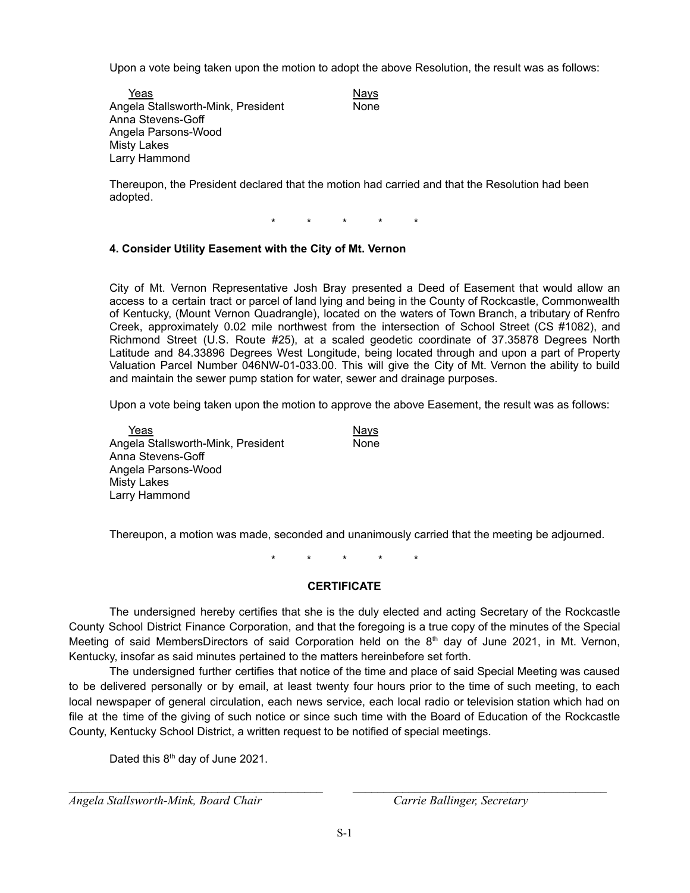Upon a vote being taken upon the motion to adopt the above Resolution, the result was as follows:

| Yeas | Nays |
|---|---|
| Angela Stallsworth-Mink, President | None |
| Anna Stevens-Goff | |
| Angela Parsons-Wood | |
| Misty Lakes | |
| Larry Hammond | |

Thereupon, the President declared that the motion had carried and that the Resolution had been adopted.

\* \* \* \* \*

**4. Consider Utility Easement with the City of Mt. Vernon**

City of Mt. Vernon Representative Josh Bray presented a Deed of Easement that would allow an access to a certain tract or parcel of land lying and being in the County of Rockcastle, Commonwealth of Kentucky, (Mount Vernon Quadrangle), located on the waters of Town Branch, a tributary of Renfro Creek, approximately 0.02 mile northwest from the intersection of School Street (CS #1082), and Richmond Street (U.S. Route #25), at a scaled geodetic coordinate of 37.35878 Degrees North Latitude and 84.33896 Degrees West Longitude, being located through and upon a part of Property Valuation Parcel Number 046NW-01-033.00. This will give the City of Mt. Vernon the ability to build and maintain the sewer pump station for water, sewer and drainage purposes.

Upon a vote being taken upon the motion to approve the above Easement, the result was as follows:

| Yeas | Nays |
|---|---|
| Angela Stallsworth-Mink, President | None |
| Anna Stevens-Goff | |
| Angela Parsons-Wood | |
| Misty Lakes | |
| Larry Hammond | |

Thereupon, a motion was made, seconded and unanimously carried that the meeting be adjourned.

\* \* \* \* \*

**CERTIFICATE**

The undersigned hereby certifies that she is the duly elected and acting Secretary of the Rockcastle County School District Finance Corporation, and that the foregoing is a true copy of the minutes of the Special Meeting of said MembersDirectors of said Corporation held on the 8th day of June 2021, in Mt. Vernon, Kentucky, insofar as said minutes pertained to the matters hereinbefore set forth.

The undersigned further certifies that notice of the time and place of said Special Meeting was caused to be delivered personally or by email, at least twenty four hours prior to the time of such meeting, to each local newspaper of general circulation, each news service, each local radio or television station which had on file at the time of the giving of such notice or since such time with the Board of Education of the Rockcastle County, Kentucky School District, a written request to be notified of special meetings.

Dated this 8th day of June 2021.

\_\_\_\_\_\_\_\_\_\_\_\_\_\_\_\_\_\_\_\_\_\_\_\_\_\_\_\_\_\_\_\_\_\_\_\_ \_\_\_\_\_\_\_\_\_\_\_\_\_\_\_\_\_\_\_\_\_\_\_\_\_\_\_\_\_\_\_\_\_\_\_\_

*Angela Stallsworth-Mink, Board Chair* *Carrie Ballinger, Secretary*